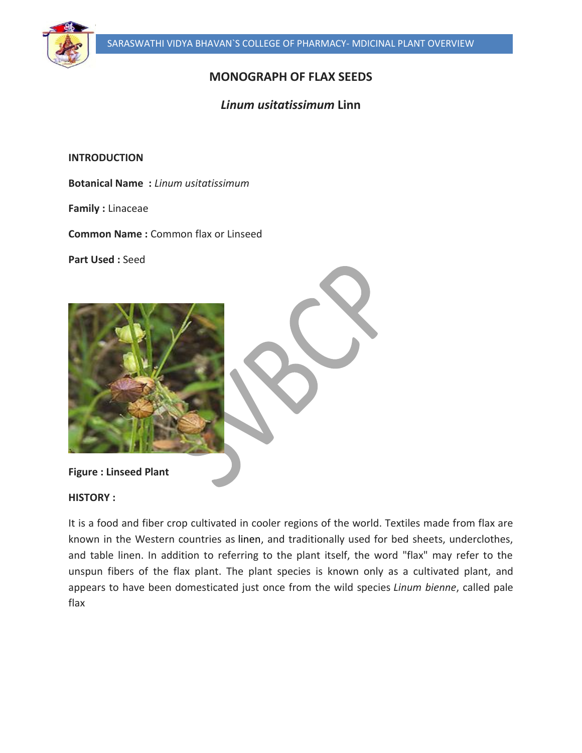# MONOGRAPH OF FLAX SEEDS

## *Linum usitatissimum* Linn

### INTRODUCTION

**Botanical Name :** *Linum usitatissimum*

**Family :** Linaceae

**Common Name :** Common flax or Linseed

**Part Used :** Seed

**Figure : Linseed Plant**

### HISTORY :

It is a food and fiber crop cultivated in cooler regions of the world. Textiles made from flax are known in the Western countries as linen, and traditionally used for bed sheets, underclothes, and table linen. In addition to referring to the plant itself, the word "flax" may refer to the unspun fibers of the flax plant. The plant species is known only as a cultivated plant, and appears to have been domesticated just once from the wild species *Linum bienne*, called pale flax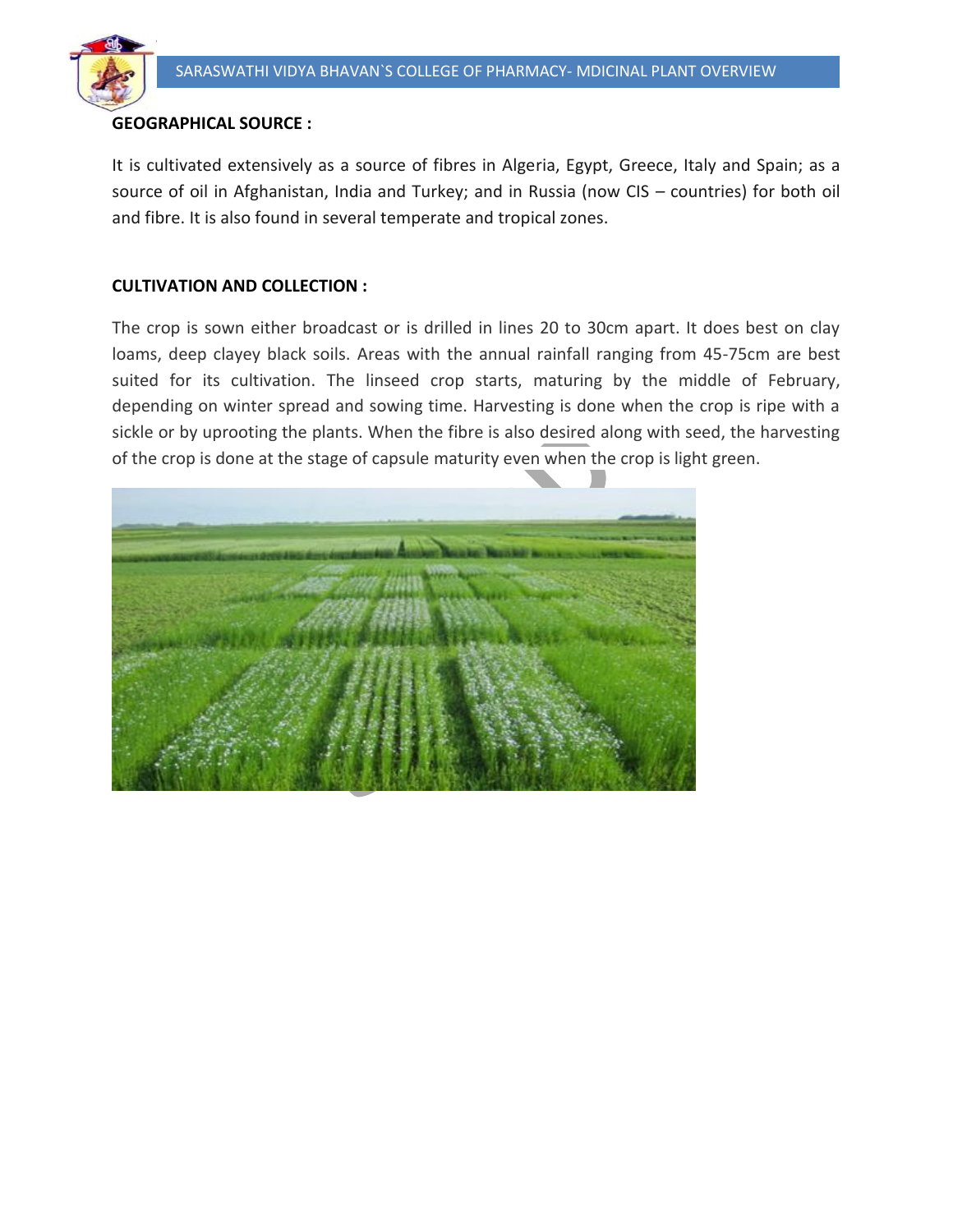**GEOGRAPHICAL SOURCE :**

It is cultivated extensively as a source of fibres in Algeria, Egypt, Greece, Italy and Spain; as a source of oil in Afghanistan, India and Turkey; and in Russia (now CIS – countries) for both oil and fibre. It is also found in several temperate and tropical zones.

**CULTIVATION AND COLLECTION :**

The crop is sown either broadcast or is drilled in lines 20 to 30cm apart. It does best on clay loams, deep clayey black soils. Areas with the annual rainfall ranging from 45-75cm are best suited for its cultivation. The linseed crop starts, maturing by the middle of February, depending on winter spread and sowing time. Harvesting is done when the crop is ripe with a sickle or by uprooting the plants. When the fibre is also desired along with seed, the harvesting of the crop is done at the stage of capsule maturity even when the crop is light green.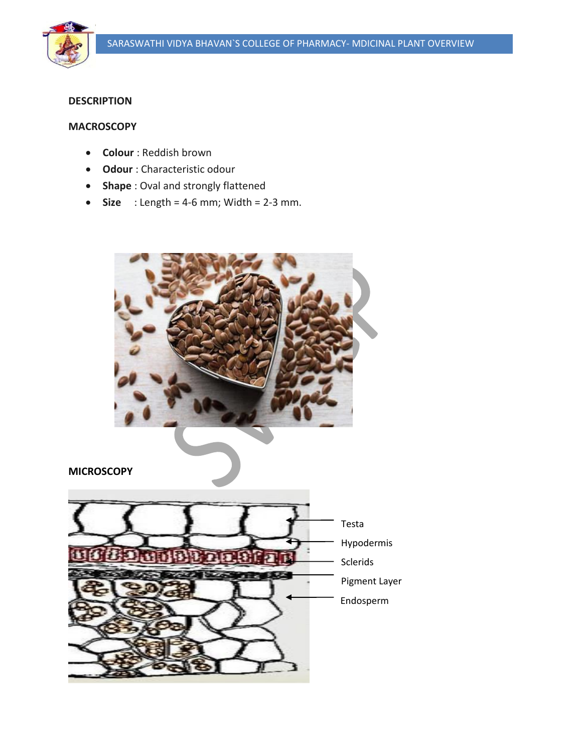**DESCRIPTION**

**MACROSCOPY**

- **Colour** : Reddish brown
- **Odour** : Characteristic odour
- **Shape** : Oval and strongly flattened
- **Size** : Length = 4-6 mm; Width = 2-3 mm.

**MICROSCOPY**

Testa

Hypodermis

Sclerids

Pigment Layer

Endosperm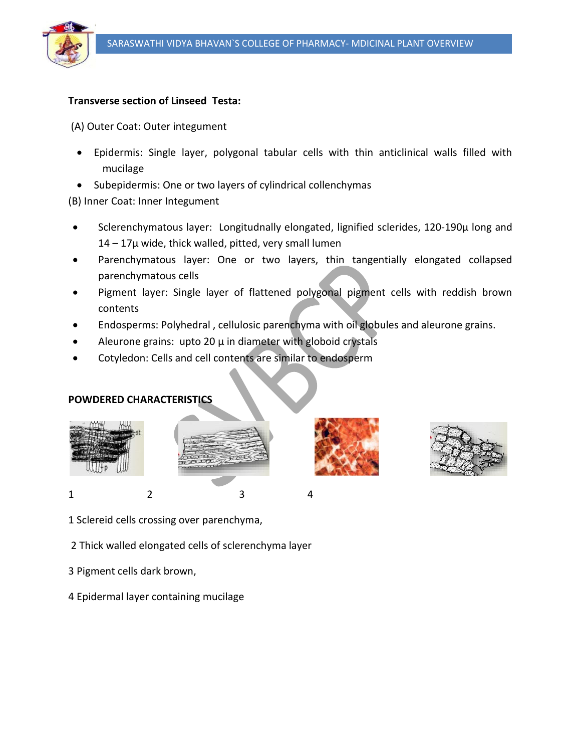**Transverse section of Linseed Testa:**

(A) Outer Coat: Outer integument

- Epidermis: Single layer, polygonal tabular cells with thin anticlinical walls filled with mucilage
- Subepidermis: One or two layers of cylindrical collenchymas

(B) Inner Coat: Inner Integument

- Sclerenchymatous layer: Longitudnally elongated, lignified sclerides, 120-190µ long and 14 – 17µ wide, thick walled, pitted, very small lumen
- Parenchymatous layer: One or two layers, thin tangentially elongated collapsed parenchymatous cells
- Pigment layer: Single layer of flattened polygonal pigment cells with reddish brown contents
- Endosperms: Polyhedral , cellulosic parenchyma with oil globules and aleurone grains.
- Aleurone grains: upto 20 µ in diameter with globoid crystals
- Cotyledon: Cells and cell contents are similar to endosperm

**POWDERED CHARACTERISTICS**

1 2 3 4

1 Sclereid cells crossing over parenchyma,

2 Thick walled elongated cells of sclerenchyma layer

3 Pigment cells dark brown,

4 Epidermal layer containing mucilage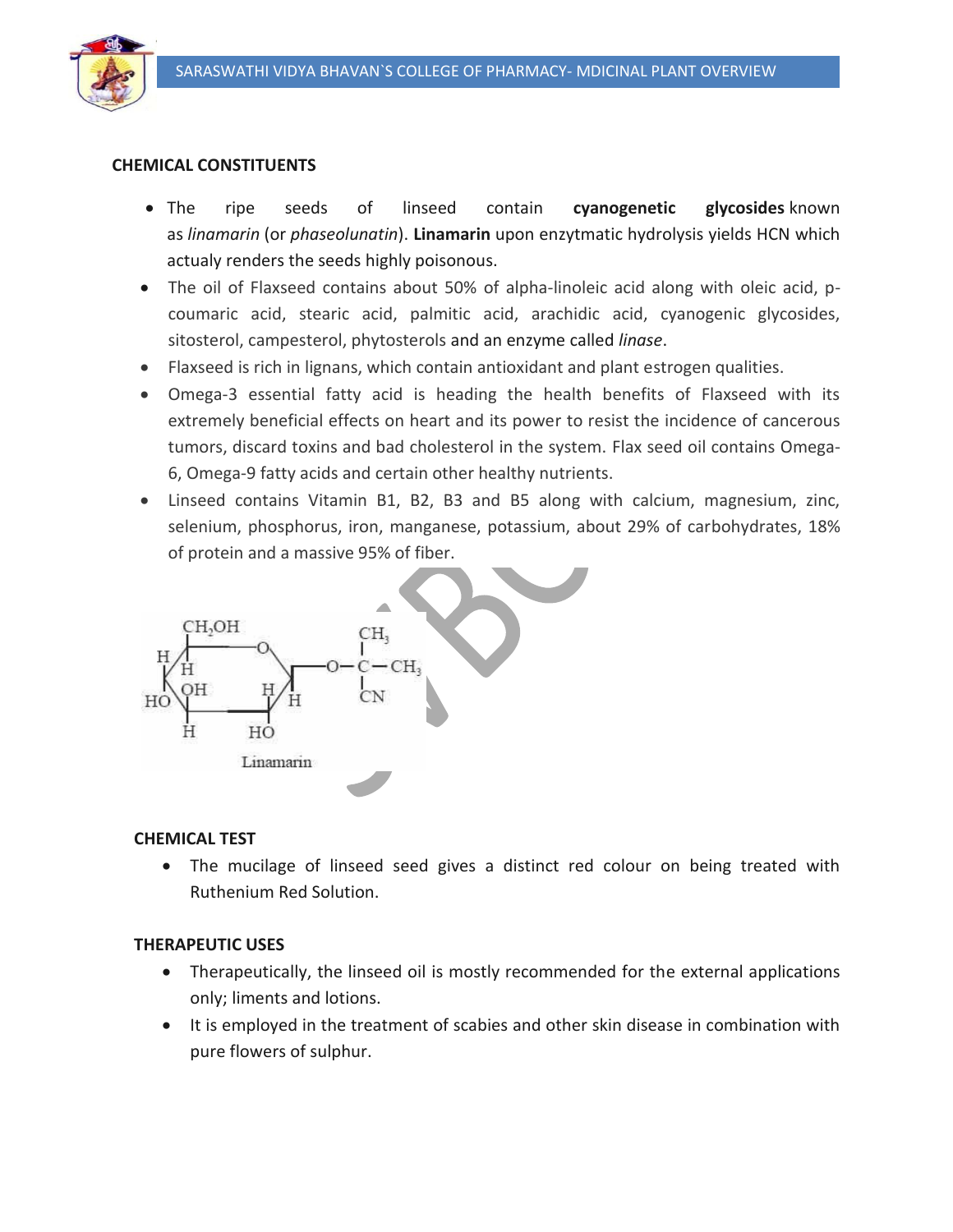## CHEMICAL CONSTITUENTS

- The ripe seeds of linseed contain **cyanogenetic glycosides** known as *linamarin* (or *phaseolunatin*). **Linamarin** upon enzytmatic hydrolysis yields HCN which actualy renders the seeds highly poisonous.
- The oil of Flaxseed contains about 50% of alpha-linoleic acid along with oleic acid, p-coumaric acid, stearic acid, palmitic acid, arachidic acid, cyanogenic glycosides, sitosterol, campesterol, phytosterols and an enzyme called *linase*.
- Flaxseed is rich in lignans, which contain antioxidant and plant estrogen qualities.
- Omega-3 essential fatty acid is heading the health benefits of Flaxseed with its extremely beneficial effects on heart and its power to resist the incidence of cancerous tumors, discard toxins and bad cholesterol in the system. Flax seed oil contains Omega-6, Omega-9 fatty acids and certain other healthy nutrients.
- Linseed contains Vitamin B1, B2, B3 and B5 along with calcium, magnesium, zinc, selenium, phosphorus, iron, manganese, potassium, about 29% of carbohydrates, 18% of protein and a massive 95% of fiber.

Linamarin

## CHEMICAL TEST

- The mucilage of linseed seed gives a distinct red colour on being treated with Ruthenium Red Solution.

## THERAPEUTIC USES

- Therapeutically, the linseed oil is mostly recommended for the external applications only; liments and lotions.
- It is employed in the treatment of scabies and other skin disease in combination with pure flowers of sulphur.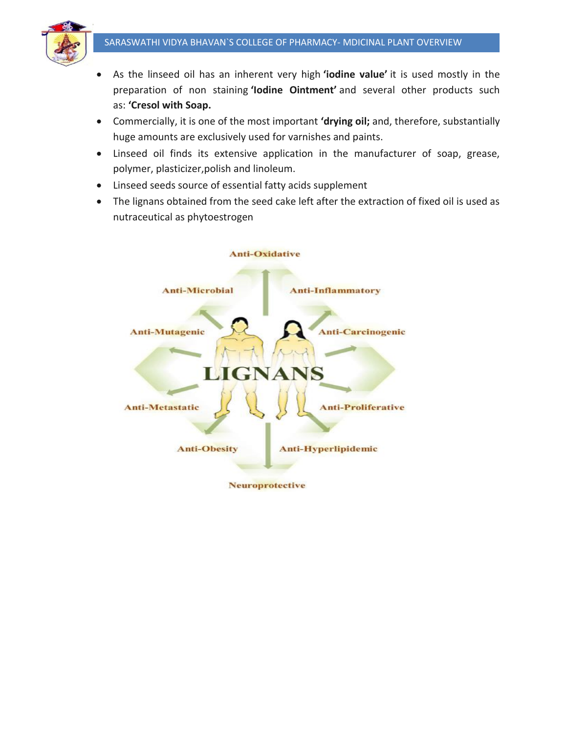- As the linseed oil has an inherent very high **'iodine value'** it is used mostly in the preparation of non staining **'Iodine Ointment'** and several other products such as: **'Cresol with Soap.**
- Commercially, it is one of the most important **'drying oil;** and, therefore, substantially huge amounts are exclusively used for varnishes and paints.
- Linseed oil finds its extensive application in the manufacturer of soap, grease, polymer, plasticizer,polish and linoleum.
- Linseed seeds source of essential fatty acids supplement
- The lignans obtained from the seed cake left after the extraction of fixed oil is used as nutraceutical as phytoestrogen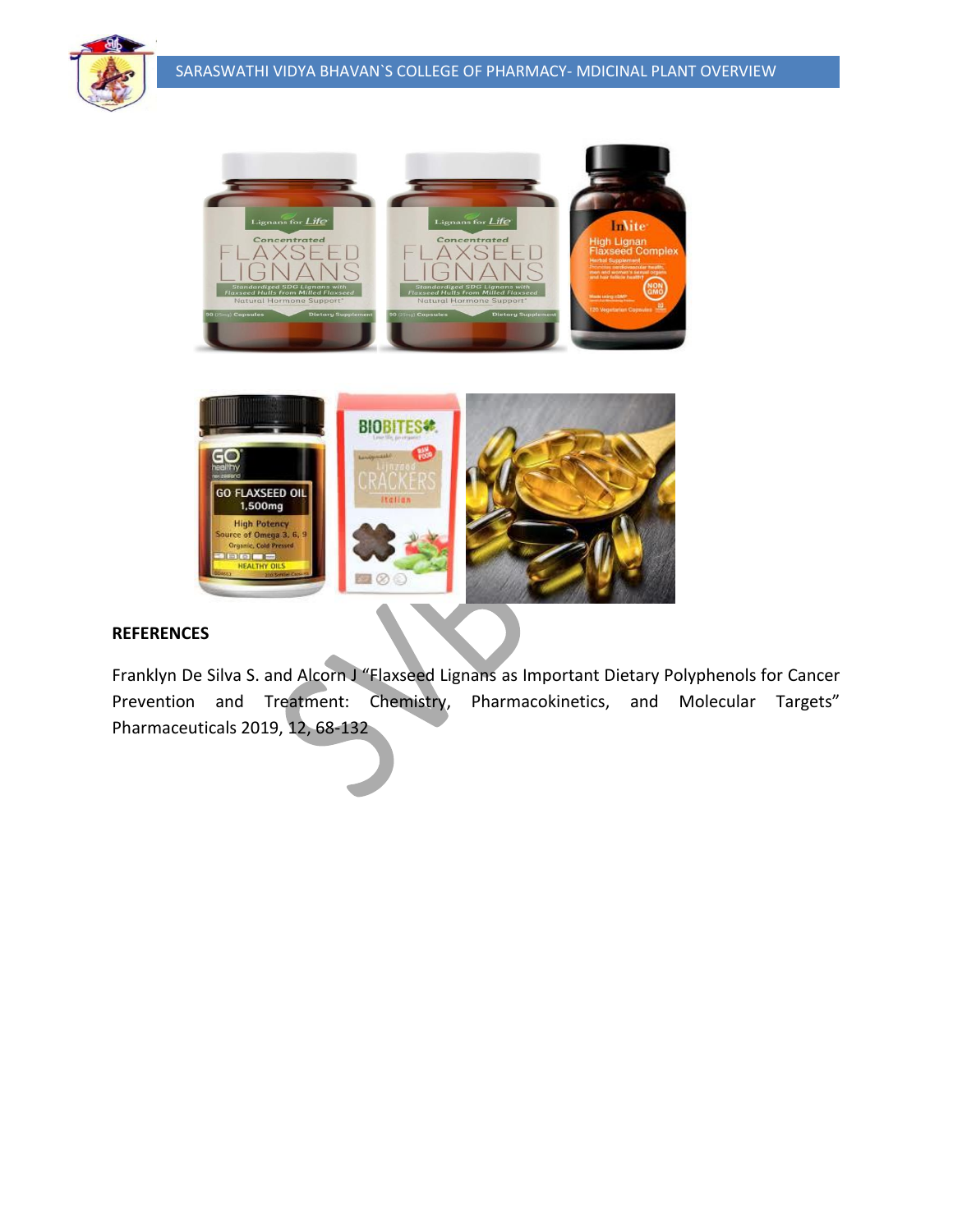**REFERENCES**

Franklyn De Silva S. and Alcorn J "Flaxseed Lignans as Important Dietary Polyphenols for Cancer Prevention and Treatment: Chemistry, Pharmacokinetics, and Molecular Targets" Pharmaceuticals 2019, 12, 68-132